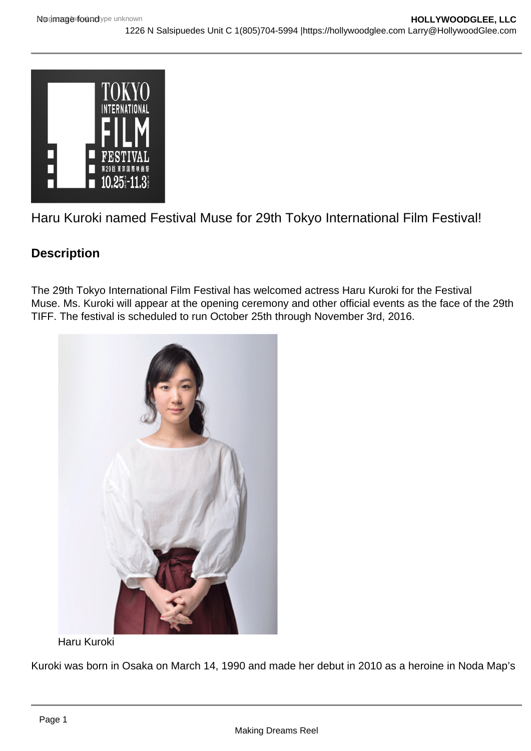Haru Kuroki named Festival Muse for 29th Tokyo International Film Festival!

## Description

The 29th Tokyo International Film Festival has welcomed actress Haru Kuroki for the Festival Muse. Ms. Kuroki will appear at the opening ceremony and other official events as the face of the 29th TIFF. The festival is scheduled to run October 25th through November 3rd, 2016.

Haru Kuroki

Kuroki was born in Osaka on March 14, 1990 and made her debut in 2010 as a heroine in Noda Map's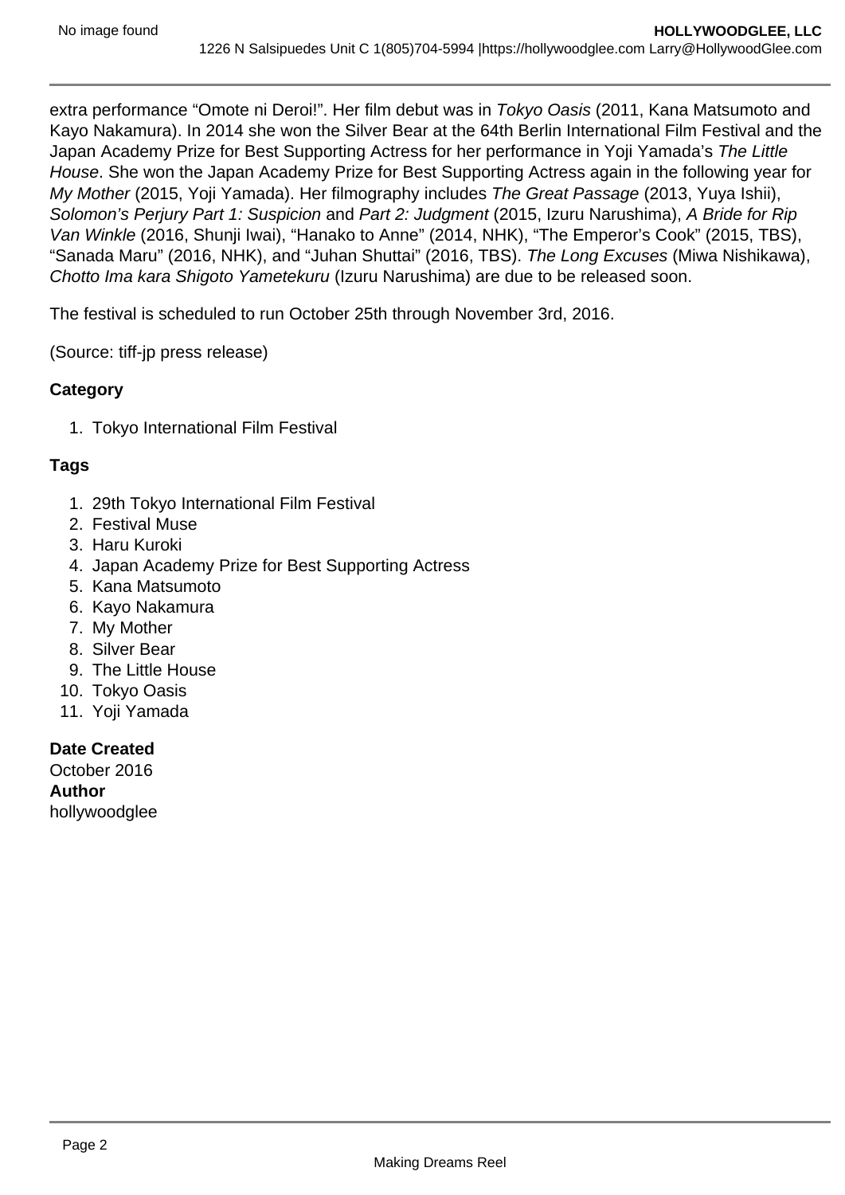extra performance “Omote ni Deroi!”. Her film debut was in *Tokyo Oasis* (2011, Kana Matsumoto and Kayo Nakamura). In 2014 she won the Silver Bear at the 64th Berlin International Film Festival and the Japan Academy Prize for Best Supporting Actress for her performance in Yoji Yamada’s *The Little House*. She won the Japan Academy Prize for Best Supporting Actress again in the following year for *My Mother* (2015, Yoji Yamada). Her filmography includes *The Great Passage* (2013, Yuya Ishii), *Solomon’s Perjury Part 1: Suspicion* and *Part 2: Judgment* (2015, Izuru Narushima), *A Bride for Rip Van Winkle* (2016, Shunji Iwai), “Hanako to Anne” (2014, NHK), “The Emperor’s Cook” (2015, TBS), “Sanada Maru” (2016, NHK), and “Juhan Shuttai” (2016, TBS). *The Long Excuses* (Miwa Nishikawa), *Chotto Ima kara Shigoto Yametekuru* (Izuru Narushima) are due to be released soon.

The festival is scheduled to run October 25th through November 3rd, 2016.

(Source: tiff-jp press release)

**Category**

1. Tokyo International Film Festival

**Tags**

1. 29th Tokyo International Film Festival
2. Festival Muse
3. Haru Kuroki
4. Japan Academy Prize for Best Supporting Actress
5. Kana Matsumoto
6. Kayo Nakamura
7. My Mother
8. Silver Bear
9. The Little House
10. Tokyo Oasis
11. Yoji Yamada

**Date Created**
October 2016
**Author**
hollywoodglee